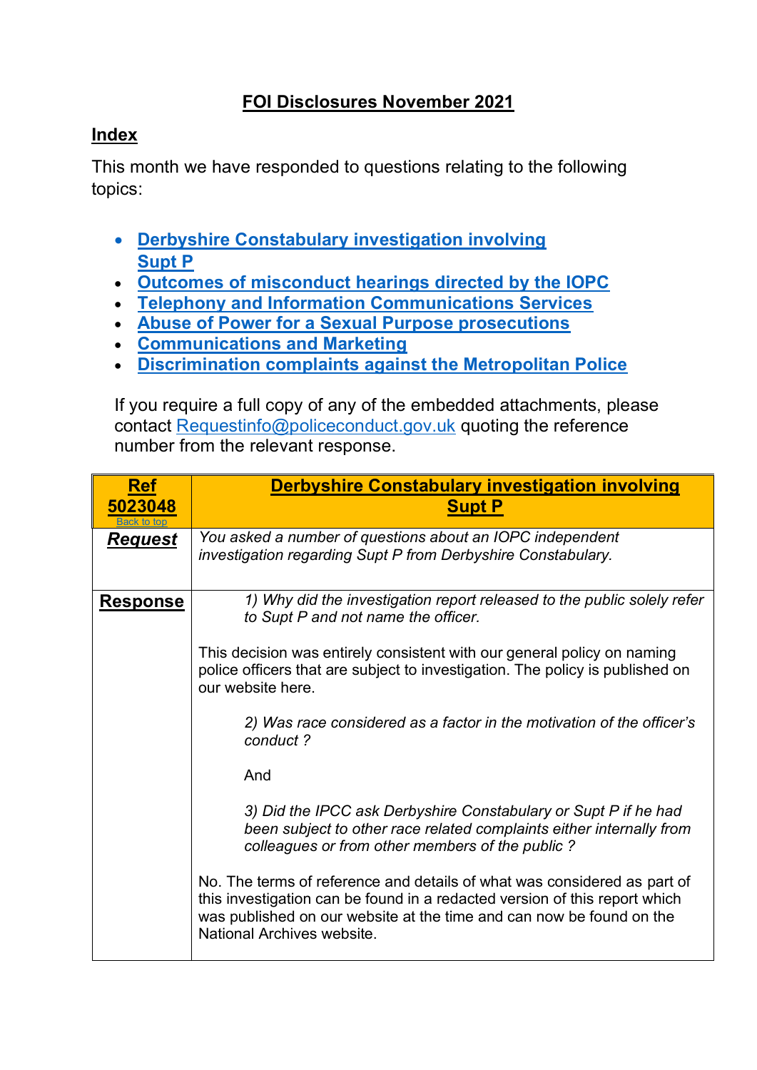# FOI Disclosures November 2021

## Index

This month we have responded to questions relating to the following topics:

- Derbyshire Constabulary investigation involving Supt P
- Outcomes of misconduct hearings directed by the IOPC
- Telephony and Information Communications Services
- Abuse of Power for a Sexual Purpose prosecutions
- Communications and Marketing
- Discrimination complaints against the Metropolitan Police

If you require a full copy of any of the embedded attachments, please contact Requestinfo@policeconduct.gov.uk quoting the reference number from the relevant response.

| **Ref 5023048** Back to top | **Derbyshire Constabulary investigation involving Supt P** |
|---|---|
| ***Request*** | *You asked a number of questions about an IOPC independent investigation regarding Supt P from Derbyshire Constabulary.* |
| **Response** | *1) Why did the investigation report released to the public solely refer to Supt P and not name the officer.*<br><br>This decision was entirely consistent with our general policy on naming police officers that are subject to investigation. The policy is published on our website here.<br><br>*2) Was race considered as a factor in the motivation of the officer's conduct ?*<br><br>And<br><br>*3) Did the IPCC ask Derbyshire Constabulary or Supt P if he had been subject to other race related complaints either internally from colleagues or from other members of the public ?*<br><br>No. The terms of reference and details of what was considered as part of this investigation can be found in a redacted version of this report which was published on our website at the time and can now be found on the National Archives website. |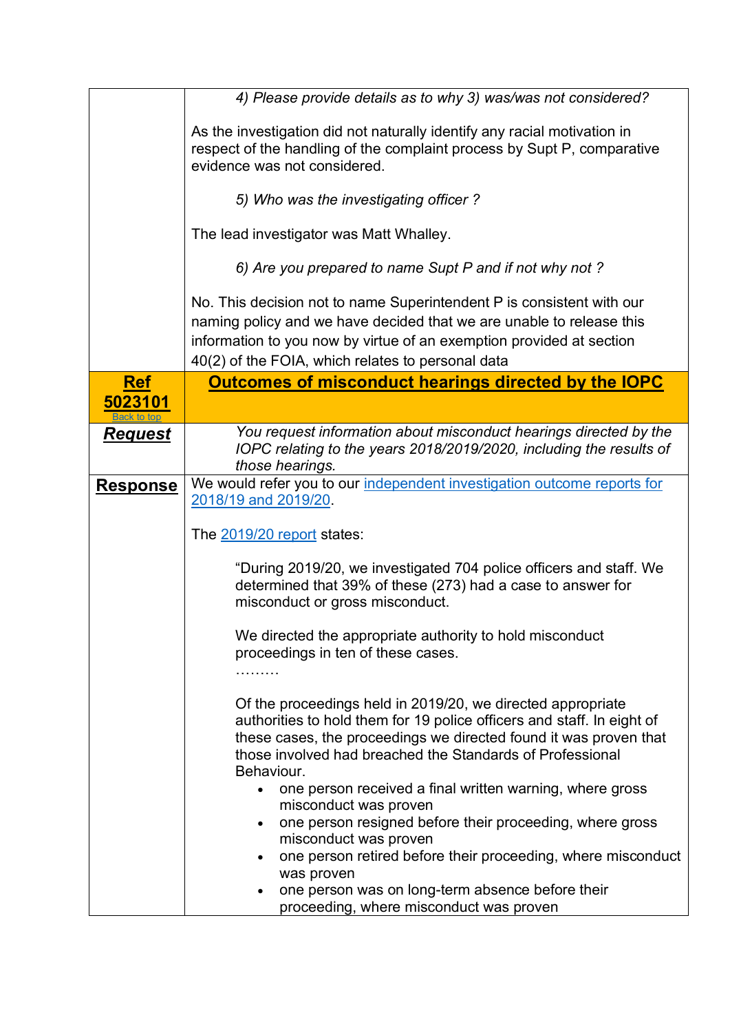| | |
|---|---|
| | *4) Please provide details as to why 3) was/was not considered?*<br><br>As the investigation did not naturally identify any racial motivation in respect of the handling of the complaint process by Supt P, comparative evidence was not considered.<br><br>*5) Who was the investigating officer ?*<br><br>The lead investigator was Matt Whalley.<br><br>*6) Are you prepared to name Supt P and if not why not ?*<br><br>No. This decision not to name Superintendent P is consistent with our naming policy and we have decided that we are unable to release this information to you now by virtue of an exemption provided at section 40(2) of the FOIA, which relates to personal data |
| **Ref 5023101**<br>Back to top | **Outcomes of misconduct hearings directed by the IOPC** |
| ***Request*** | *You request information about misconduct hearings directed by the IOPC relating to the years 2018/2019/2020, including the results of those hearings.* |
| **Response** | We would refer you to our independent investigation outcome reports for 2018/19 and 2019/20.<br><br>The 2019/20 report states:<br><br>"During 2019/20, we investigated 704 police officers and staff. We determined that 39% of these (273) had a case to answer for misconduct or gross misconduct.<br><br>We directed the appropriate authority to hold misconduct proceedings in ten of these cases.<br>………<br><br>Of the proceedings held in 2019/20, we directed appropriate authorities to hold them for 19 police officers and staff. In eight of these cases, the proceedings we directed found it was proven that those involved had breached the Standards of Professional Behaviour.<br>• one person received a final written warning, where gross misconduct was proven<br>• one person resigned before their proceeding, where gross misconduct was proven<br>• one person retired before their proceeding, where misconduct was proven<br>• one person was on long-term absence before their proceeding, where misconduct was proven |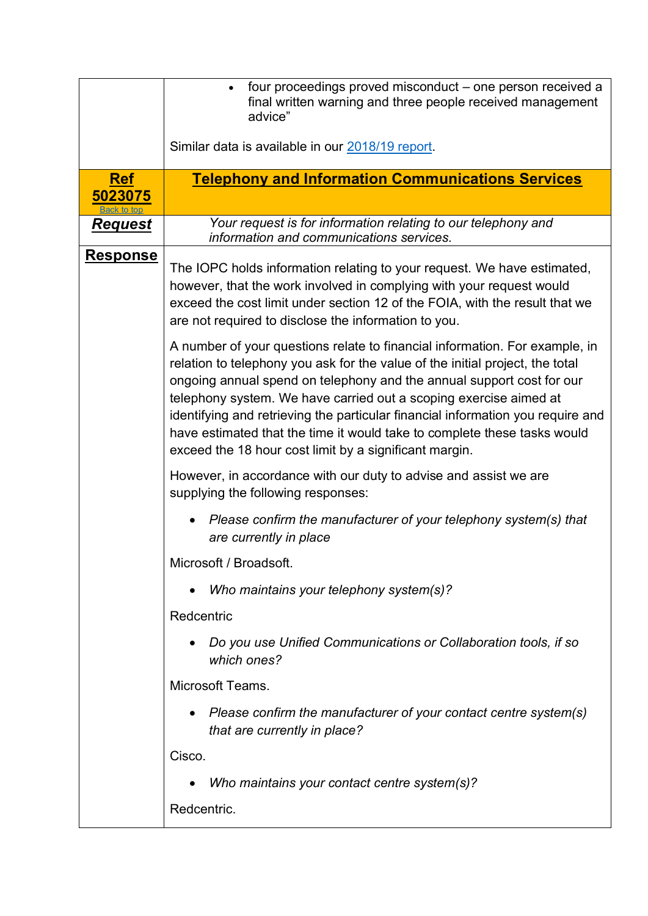|  |  |
|---|---|
|  | - four proceedings proved misconduct – one person received a final written warning and three people received management advice”<br><br>Similar data is available in our [2018/19 report](). |
| **Ref 5023075**<br>[Back to top]() | **Telephony and Information Communications Services** |
| ***Request*** | *Your request is for information relating to our telephony and information and communications services.* |
| **Response** | The IOPC holds information relating to your request. We have estimated, however, that the work involved in complying with your request would exceed the cost limit under section 12 of the FOIA, with the result that we are not required to disclose the information to you.<br><br>A number of your questions relate to financial information. For example, in relation to telephony you ask for the value of the initial project, the total ongoing annual spend on telephony and the annual support cost for our telephony system. We have carried out a scoping exercise aimed at identifying and retrieving the particular financial information you require and have estimated that the time it would take to complete these tasks would exceed the 18 hour cost limit by a significant margin.<br><br>However, in accordance with our duty to advise and assist we are supplying the following responses:<br><br>- *Please confirm the manufacturer of your telephony system(s) that are currently in place*<br><br>Microsoft / Broadsoft.<br><br>- *Who maintains your telephony system(s)?*<br><br>Redcentric<br><br>- *Do you use Unified Communications or Collaboration tools, if so which ones?*<br><br>Microsoft Teams.<br><br>- *Please confirm the manufacturer of your contact centre system(s) that are currently in place?*<br><br>Cisco.<br><br>- *Who maintains your contact centre system(s)?*<br><br>Redcentric. |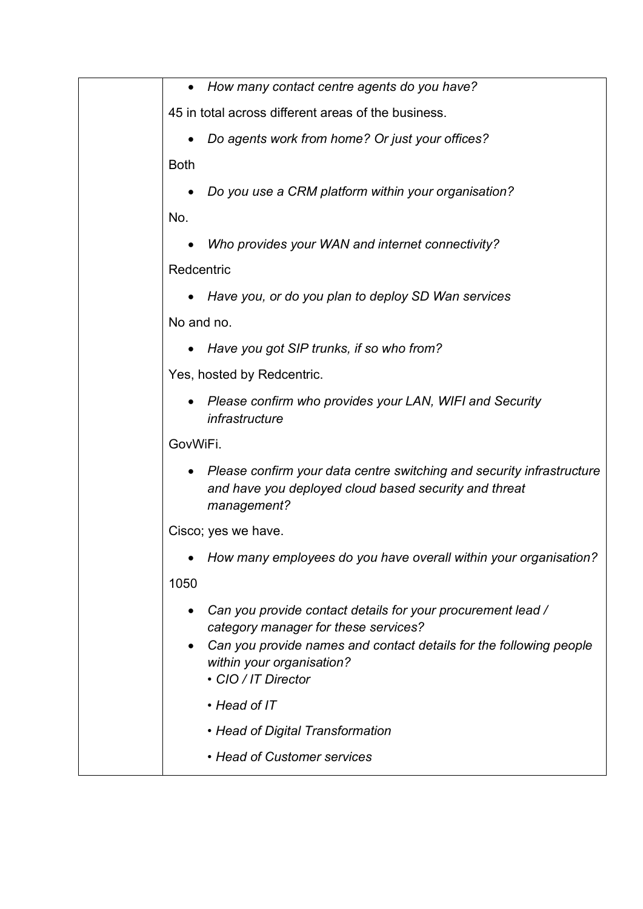| | |
|---|---|
| | • *How many contact centre agents do you have?*<br><br>45 in total across different areas of the business.<br><br>• *Do agents work from home? Or just your offices?*<br><br>Both<br><br>• *Do you use a CRM platform within your organisation?*<br><br>No.<br><br>• *Who provides your WAN and internet connectivity?*<br><br>Redcentric<br><br>• *Have you, or do you plan to deploy SD Wan services*<br><br>No and no.<br><br>• *Have you got SIP trunks, if so who from?*<br><br>Yes, hosted by Redcentric.<br><br>• *Please confirm who provides your LAN, WIFI and Security infrastructure*<br><br>GovWiFi.<br><br>• *Please confirm your data centre switching and security infrastructure and have you deployed cloud based security and threat management?*<br><br>Cisco; yes we have.<br><br>• *How many employees do you have overall within your organisation?*<br><br>1050<br><br>• *Can you provide contact details for your procurement lead / category manager for these services?*<br>• *Can you provide names and contact details for the following people within your organisation?*<br>*• CIO / IT Director*<br>*• Head of IT*<br>*• Head of Digital Transformation*<br>*• Head of Customer services* |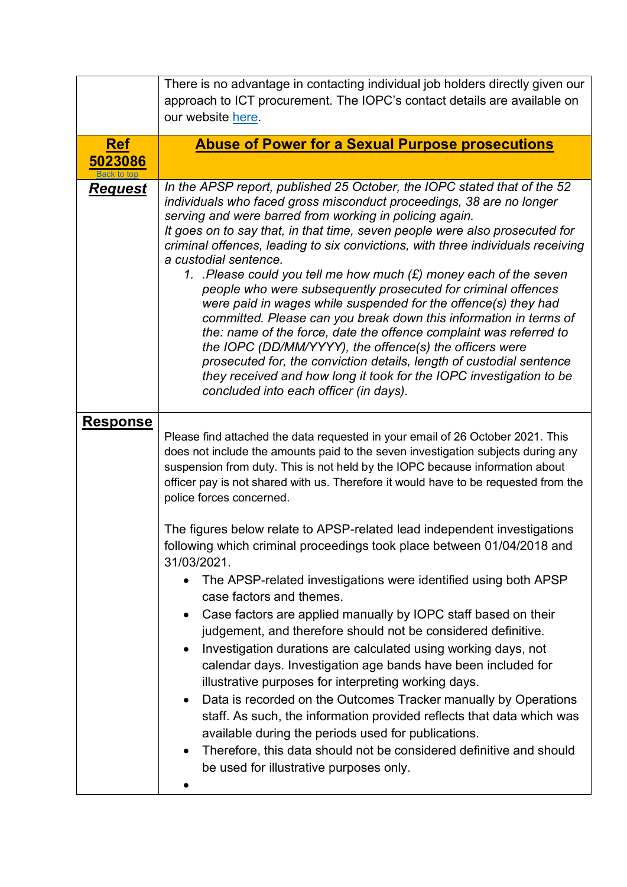| | |
|---|---|
| | There is no advantage in contacting individual job holders directly given our approach to ICT procurement. The IOPC's contact details are available on our website [here](). |
| **[Ref 5023086]()** [Back to top]() | **Abuse of Power for a Sexual Purpose prosecutions** |
| ***Request*** | *In the APSP report, published 25 October, the IOPC stated that of the 52 individuals who faced gross misconduct proceedings, 38 are no longer serving and were barred from working in policing again.* <br> *It goes on to say that, in that time, seven people were also prosecuted for criminal offences, leading to six convictions, with three individuals receiving a custodial sentence.* <br> *1. .Please could you tell me how much (£) money each of the seven people who were subsequently prosecuted for criminal offences were paid in wages while suspended for the offence(s) they had committed. Please can you break down this information in terms of the: name of the force, date the offence complaint was referred to the IOPC (DD/MM/YYYY), the offence(s) the officers were prosecuted for, the conviction details, length of custodial sentence they received and how long it took for the IOPC investigation to be concluded into each officer (in days).* |
| **Response** | Please find attached the data requested in your email of 26 October 2021. This does not include the amounts paid to the seven investigation subjects during any suspension from duty. This is not held by the IOPC because information about officer pay is not shared with us. Therefore it would have to be requested from the police forces concerned. <br><br> The figures below relate to APSP-related lead independent investigations following which criminal proceedings took place between 01/04/2018 and 31/03/2021. <br> • The APSP-related investigations were identified using both APSP case factors and themes. <br> • Case factors are applied manually by IOPC staff based on their judgement, and therefore should not be considered definitive. <br> • Investigation durations are calculated using working days, not calendar days. Investigation age bands have been included for illustrative purposes for interpreting working days. <br> • Data is recorded on the Outcomes Tracker manually by Operations staff. As such, the information provided reflects that data which was available during the periods used for publications. <br> • Therefore, this data should not be considered definitive and should be used for illustrative purposes only. <br> • |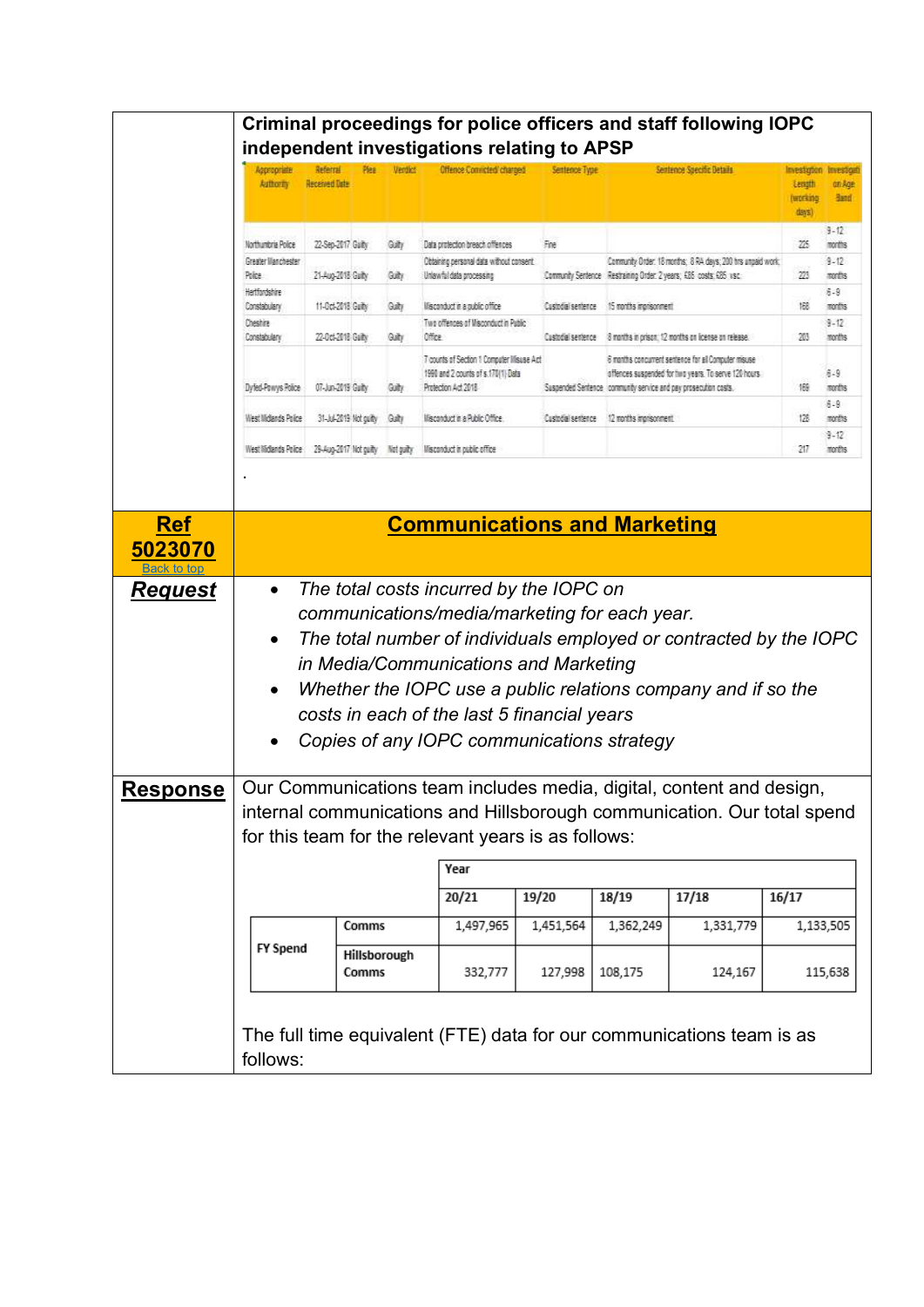**Criminal proceedings for police officers and staff following IOPC independent investigations relating to APSP**

| Appropriate Authority | Referral Received Date | Plea | Verdict | Offence Convicted/ charged | Sentence Type | Sentence Specific Details | Investigation Length (working days) | Investigation Age Band |
|---|---|---|---|---|---|---|---|---|
| Northumbria Police | 22-Sep-2017 | Guilty | Guilty | Data protection breach offences | Fine | | 225 | 9 - 12 months |
| Greater Manchester Police | 21-Aug-2018 | Guilty | Guilty | Obtaining personal data without consent. Unlawful data processing | Community Sentence | Community Order: 18 months; 8 RA days; 200 hrs unpaid work; Restraining Order: 2 years; £85 costs; £85 vsc | 223 | 9 - 12 months |
| Hertfordshire Constabulary | 11-Oct-2018 | Guilty | Guilty | Misconduct in a public office | Custodial sentence | 15 months imprisonment | 168 | 6 - 9 months |
| Cheshire Constabulary | 22-Oct-2018 | Guilty | Guilty | Two offences of Misconduct in Public Office | Custodial sentence | 8 months in prison; 12 months on license on release | 203 | 9 - 12 months |
| Dyfed-Powys Police | 07-Jun-2019 | Guilty | Guilty | 7 counts of Section 1 Computer Misuse Act 1990 and 2 counts of s.170(1) Data Protection Act 2018 | Suspended Sentence | 6 months concurrent sentence for all Computer misuse offences suspended for two years. To serve 120 hours community service and pay prosecution costs. | 169 | 6 - 9 months |
| West Midlands Police | 31-Jul-2019 | Not guilty | Guilty | Misconduct in a Public Office | Custodial sentence | 12 months imprisonment | 128 | 6 - 9 months |
| West Midlands Police | 29-Aug-2017 | Not guilty | Not guilty | Misconduct in public office | | | 217 | 9 - 12 months |

.

## Ref 5023070 — Communications and Marketing

Back to top

### Request

- *The total costs incurred by the IOPC on communications/media/marketing for each year.*
- *The total number of individuals employed or contracted by the IOPC in Media/Communications and Marketing*
- *Whether the IOPC use a public relations company and if so the costs in each of the last 5 financial years*
- *Copies of any IOPC communications strategy*

### Response

Our Communications team includes media, digital, content and design, internal communications and Hillsborough communication. Our total spend for this team for the relevant years is as follows:

| | | Year | | | | |
|---|---|---|---|---|---|---|
| | | 20/21 | 19/20 | 18/19 | 17/18 | 16/17 |
| FY Spend | Comms | 1,497,965 | 1,451,564 | 1,362,249 | 1,331,779 | 1,133,505 |
| | Hillsborough Comms | 332,777 | 127,998 | 108,175 | 124,167 | 115,638 |

The full time equivalent (FTE) data for our communications team is as follows: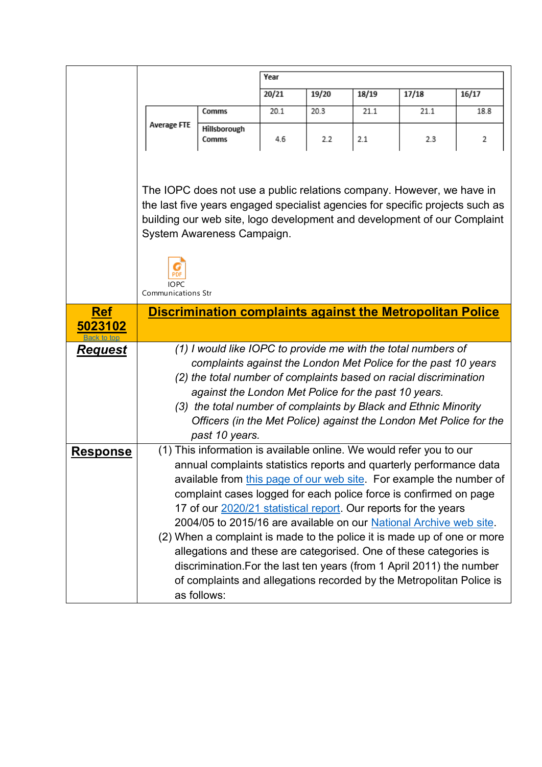| | | Year | | | | |
|---|---|---|---|---|---|---|
| | | 20/21 | 19/20 | 18/19 | 17/18 | 16/17 |
| Average FTE | Comms | 20.1 | 20.3 | 21.1 | 21.1 | 18.8 |
| | Hillsborough Comms | 4.6 | 2.2 | 2.1 | 2.3 | 2 |

The IOPC does not use a public relations company. However, we have in the last five years engaged specialist agencies for specific projects such as building our web site, logo development and development of our Complaint System Awareness Campaign.

IOPC Communications Str

## Ref 5023102 — Discrimination complaints against the Metropolitan Police

Back to top

### Request

*(1) I would like IOPC to provide me with the total numbers of complaints against the London Met Police for the past 10 years*

*(2) the total number of complaints based on racial discrimination against the London Met Police for the past 10 years.*

*(3) the total number of complaints by Black and Ethnic Minority Officers (in the Met Police) against the London Met Police for the past 10 years.*

### Response

(1) This information is available online. We would refer you to our annual complaints statistics reports and quarterly performance data available from this page of our web site. For example the number of complaint cases logged for each police force is confirmed on page 17 of our 2020/21 statistical report. Our reports for the years 2004/05 to 2015/16 are available on our National Archive web site.

(2) When a complaint is made to the police it is made up of one or more allegations and these are categorised. One of these categories is discrimination.For the last ten years (from 1 April 2011) the number of complaints and allegations recorded by the Metropolitan Police is as follows: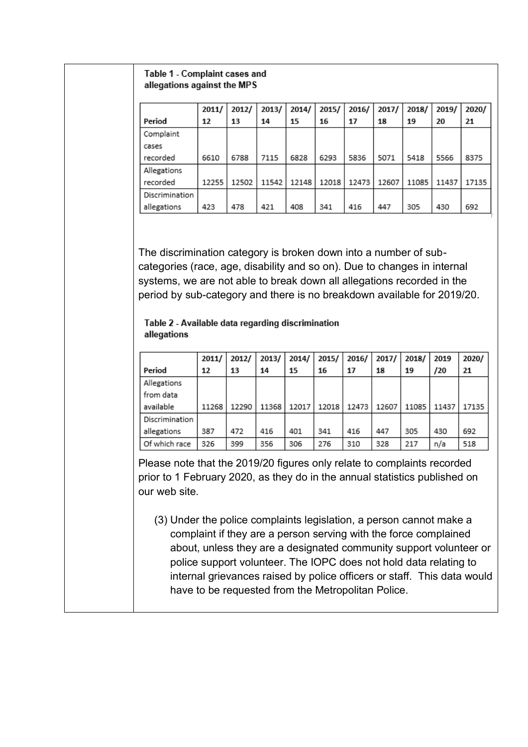**Table 1 - Complaint cases and allegations against the MPS**

| Period | 2011/12 | 2012/13 | 2013/14 | 2014/15 | 2015/16 | 2016/17 | 2017/18 | 2018/19 | 2019/20 | 2020/21 |
|---|---|---|---|---|---|---|---|---|---|---|
| Complaint cases recorded | 6610 | 6788 | 7115 | 6828 | 6293 | 5836 | 5071 | 5418 | 5566 | 8375 |
| Allegations recorded | 12255 | 12502 | 11542 | 12148 | 12018 | 12473 | 12607 | 11085 | 11437 | 17135 |
| Discrimination allegations | 423 | 478 | 421 | 408 | 341 | 416 | 447 | 305 | 430 | 692 |

The discrimination category is broken down into a number of sub-categories (race, age, disability and so on). Due to changes in internal systems, we are not able to break down all allegations recorded in the period by sub-category and there is no breakdown available for 2019/20.

**Table 2 - Available data regarding discrimination allegations**

| Period | 2011/12 | 2012/13 | 2013/14 | 2014/15 | 2015/16 | 2016/17 | 2017/18 | 2018/19 | 2019/20 | 2020/21 |
|---|---|---|---|---|---|---|---|---|---|---|
| Allegations from data available | 11268 | 12290 | 11368 | 12017 | 12018 | 12473 | 12607 | 11085 | 11437 | 17135 |
| Discrimination allegations | 387 | 472 | 416 | 401 | 341 | 416 | 447 | 305 | 430 | 692 |
| Of which race | 326 | 399 | 356 | 306 | 276 | 310 | 328 | 217 | n/a | 518 |

Please note that the 2019/20 figures only relate to complaints recorded prior to 1 February 2020, as they do in the annual statistics published on our web site.

(3) Under the police complaints legislation, a person cannot make a complaint if they are a person serving with the force complained about, unless they are a designated community support volunteer or police support volunteer. The IOPC does not hold data relating to internal grievances raised by police officers or staff. This data would have to be requested from the Metropolitan Police.